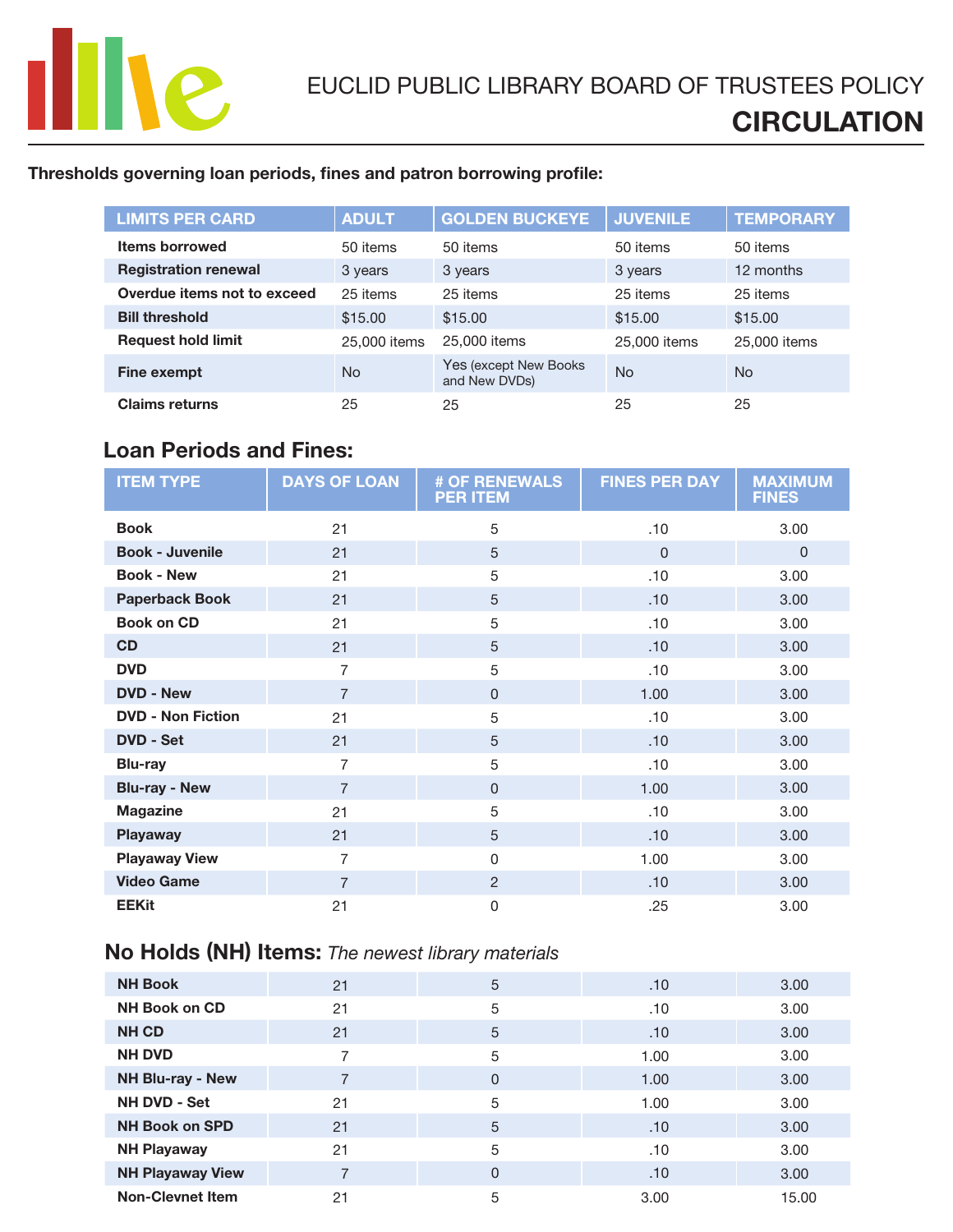EUCLID PUBLIC LIBRARY BOARD OF TRUSTEES POLICY

# CIRCULATION

**Thresholds governing loan periods, fines and patron borrowing profile:**

| LIMITS PER CARD | ADULT | GOLDEN BUCKEYE | JUVENILE | TEMPORARY |
|---|---|---|---|---|
| **Items borrowed** | 50 items | 50 items | 50 items | 50 items |
| **Registration renewal** | 3 years | 3 years | 3 years | 12 months |
| **Overdue items not to exceed** | 25 items | 25 items | 25 items | 25 items |
| **Bill threshold** | $15.00 | $15.00 | $15.00 | $15.00 |
| **Request hold limit** | 25,000 items | 25,000 items | 25,000 items | 25,000 items |
| **Fine exempt** | No | Yes (except New Books and New DVDs) | No | No |
| **Claims returns** | 25 | 25 | 25 | 25 |

## Loan Periods and Fines:

| ITEM TYPE | DAYS OF LOAN | # OF RENEWALS PER ITEM | FINES PER DAY | MAXIMUM FINES |
|---|---|---|---|---|
| **Book** | 21 | 5 | .10 | 3.00 |
| **Book - Juvenile** | 21 | 5 | 0 | 0 |
| **Book - New** | 21 | 5 | .10 | 3.00 |
| **Paperback Book** | 21 | 5 | .10 | 3.00 |
| **Book on CD** | 21 | 5 | .10 | 3.00 |
| **CD** | 21 | 5 | .10 | 3.00 |
| **DVD** | 7 | 5 | .10 | 3.00 |
| **DVD - New** | 7 | 0 | 1.00 | 3.00 |
| **DVD - Non Fiction** | 21 | 5 | .10 | 3.00 |
| **DVD - Set** | 21 | 5 | .10 | 3.00 |
| **Blu-ray** | 7 | 5 | .10 | 3.00 |
| **Blu-ray - New** | 7 | 0 | 1.00 | 3.00 |
| **Magazine** | 21 | 5 | .10 | 3.00 |
| **Playaway** | 21 | 5 | .10 | 3.00 |
| **Playaway View** | 7 | 0 | 1.00 | 3.00 |
| **Video Game** | 7 | 2 | .10 | 3.00 |
| **EEKit** | 21 | 0 | .25 | 3.00 |

## No Holds (NH) Items: *The newest library materials*

| ITEM TYPE | DAYS OF LOAN | # OF RENEWALS PER ITEM | FINES PER DAY | MAXIMUM FINES |
|---|---|---|---|---|
| **NH Book** | 21 | 5 | .10 | 3.00 |
| **NH Book on CD** | 21 | 5 | .10 | 3.00 |
| **NH CD** | 21 | 5 | .10 | 3.00 |
| **NH DVD** | 7 | 5 | 1.00 | 3.00 |
| **NH Blu-ray - New** | 7 | 0 | 1.00 | 3.00 |
| **NH DVD - Set** | 21 | 5 | 1.00 | 3.00 |
| **NH Book on SPD** | 21 | 5 | .10 | 3.00 |
| **NH Playaway** | 21 | 5 | .10 | 3.00 |
| **NH Playaway View** | 7 | 0 | .10 | 3.00 |
| **Non-Clevnet Item** | 21 | 5 | 3.00 | 15.00 |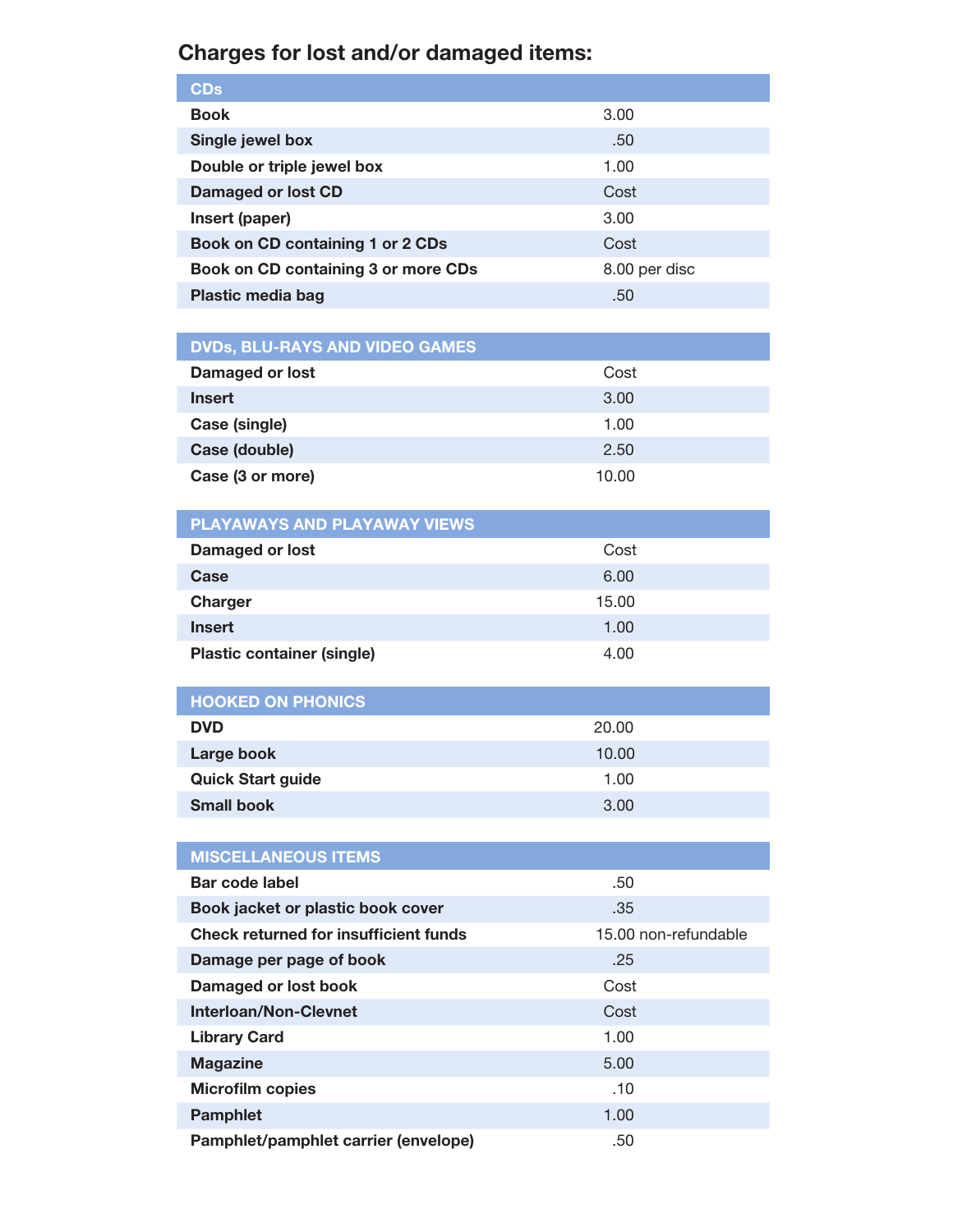## Charges for lost and/or damaged items:

| CDs | |
|---|---|
| **Book** | 3.00 |
| **Single jewel box** | .50 |
| **Double or triple jewel box** | 1.00 |
| **Damaged or lost CD** | Cost |
| **Insert (paper)** | 3.00 |
| **Book on CD containing 1 or 2 CDs** | Cost |
| **Book on CD containing 3 or more CDs** | 8.00 per disc |
| **Plastic media bag** | .50 |

| DVDs, BLU-RAYS AND VIDEO GAMES | |
|---|---|
| **Damaged or lost** | Cost |
| **Insert** | 3.00 |
| **Case (single)** | 1.00 |
| **Case (double)** | 2.50 |
| **Case (3 or more)** | 10.00 |

| PLAYAWAYS AND PLAYAWAY VIEWS | |
|---|---|
| **Damaged or lost** | Cost |
| **Case** | 6.00 |
| **Charger** | 15.00 |
| **Insert** | 1.00 |
| **Plastic container (single)** | 4.00 |

| HOOKED ON PHONICS | |
|---|---|
| **DVD** | 20.00 |
| **Large book** | 10.00 |
| **Quick Start guide** | 1.00 |
| **Small book** | 3.00 |

| MISCELLANEOUS ITEMS | |
|---|---|
| **Bar code label** | .50 |
| **Book jacket or plastic book cover** | .35 |
| **Check returned for insufficient funds** | 15.00 non-refundable |
| **Damage per page of book** | .25 |
| **Damaged or lost book** | Cost |
| **Interloan/Non-Clevnet** | Cost |
| **Library Card** | 1.00 |
| **Magazine** | 5.00 |
| **Microfilm copies** | .10 |
| **Pamphlet** | 1.00 |
| **Pamphlet/pamphlet carrier (envelope)** | .50 |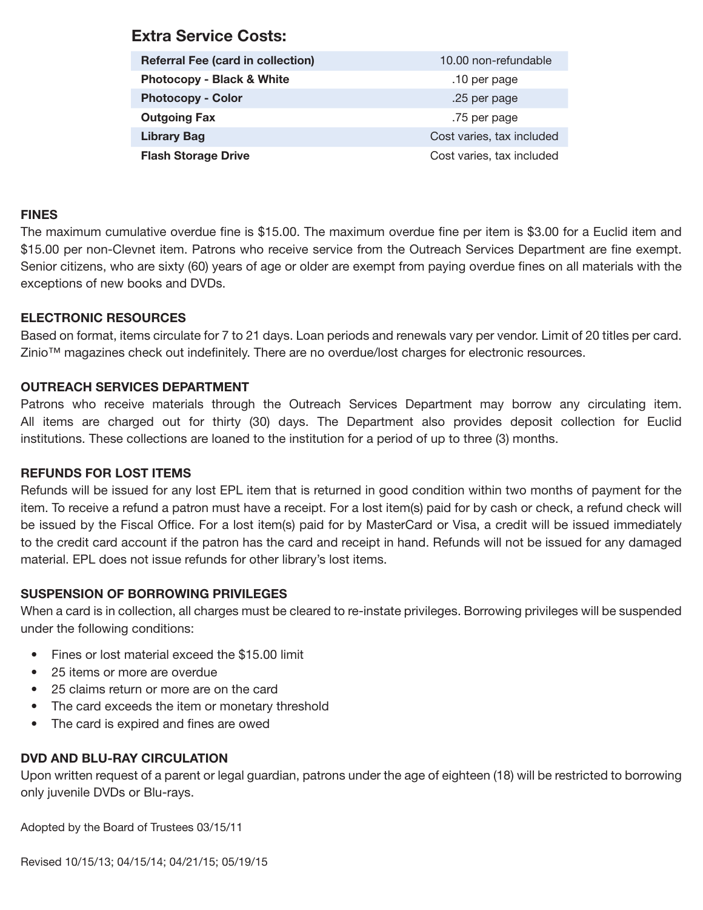## Extra Service Costs:

| | |
|---|---|
| **Referral Fee (card in collection)** | 10.00 non-refundable |
| **Photocopy - Black & White** | .10 per page |
| **Photocopy - Color** | .25 per page |
| **Outgoing Fax** | .75 per page |
| **Library Bag** | Cost varies, tax included |
| **Flash Storage Drive** | Cost varies, tax included |

**FINES**

The maximum cumulative overdue fine is $15.00. The maximum overdue fine per item is $3.00 for a Euclid item and $15.00 per non-Clevnet item. Patrons who receive service from the Outreach Services Department are fine exempt. Senior citizens, who are sixty (60) years of age or older are exempt from paying overdue fines on all materials with the exceptions of new books and DVDs.

**ELECTRONIC RESOURCES**

Based on format, items circulate for 7 to 21 days. Loan periods and renewals vary per vendor. Limit of 20 titles per card. Zinio™ magazines check out indefinitely. There are no overdue/lost charges for electronic resources.

**OUTREACH SERVICES DEPARTMENT**

Patrons who receive materials through the Outreach Services Department may borrow any circulating item. All items are charged out for thirty (30) days. The Department also provides deposit collection for Euclid institutions. These collections are loaned to the institution for a period of up to three (3) months.

**REFUNDS FOR LOST ITEMS**

Refunds will be issued for any lost EPL item that is returned in good condition within two months of payment for the item. To receive a refund a patron must have a receipt. For a lost item(s) paid for by cash or check, a refund check will be issued by the Fiscal Office. For a lost item(s) paid for by MasterCard or Visa, a credit will be issued immediately to the credit card account if the patron has the card and receipt in hand. Refunds will not be issued for any damaged material. EPL does not issue refunds for other library's lost items.

**SUSPENSION OF BORROWING PRIVILEGES**

When a card is in collection, all charges must be cleared to re-instate privileges. Borrowing privileges will be suspended under the following conditions:

- Fines or lost material exceed the $15.00 limit
- 25 items or more are overdue
- 25 claims return or more are on the card
- The card exceeds the item or monetary threshold
- The card is expired and fines are owed

**DVD AND BLU-RAY CIRCULATION**

Upon written request of a parent or legal guardian, patrons under the age of eighteen (18) will be restricted to borrowing only juvenile DVDs or Blu-rays.

Adopted by the Board of Trustees 03/15/11

Revised 10/15/13; 04/15/14; 04/21/15; 05/19/15